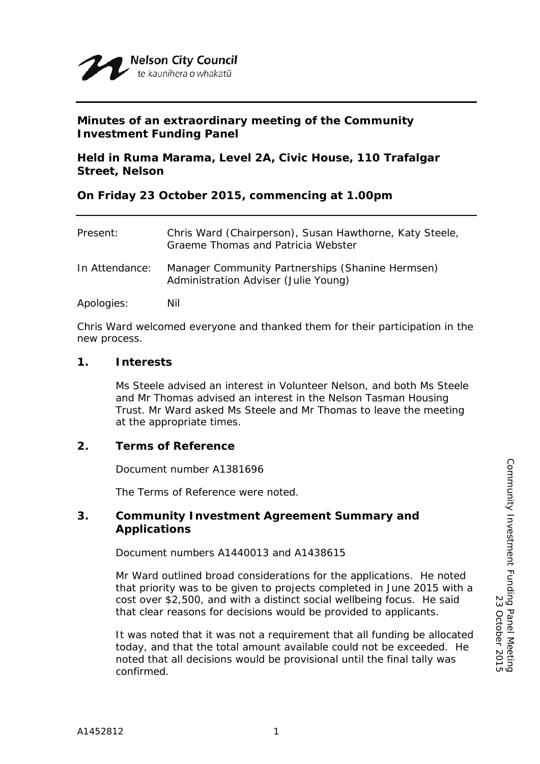Nelson City Council
te kaunihera o whakatū

**Minutes of an extraordinary meeting of the Community Investment Funding Panel**

**Held in Ruma Marama, Level 2A, Civic House, 110 Trafalgar Street, Nelson**

**On Friday 23 October 2015, commencing at 1.00pm**

| | |
|---|---|
| Present: | Chris Ward (Chairperson), Susan Hawthorne, Katy Steele, Graeme Thomas and Patricia Webster |
| In Attendance: | Manager Community Partnerships (Shanine Hermsen) Administration Adviser (Julie Young) |
| Apologies: | Nil |

Chris Ward welcomed everyone and thanked them for their participation in the new process.

## 1. Interests

Ms Steele advised an interest in Volunteer Nelson, and both Ms Steele and Mr Thomas advised an interest in the Nelson Tasman Housing Trust. Mr Ward asked Ms Steele and Mr Thomas to leave the meeting at the appropriate times.

## 2. Terms of Reference

Document number A1381696

The Terms of Reference were noted.

## 3. Community Investment Agreement Summary and Applications

Document numbers A1440013 and A1438615

Mr Ward outlined broad considerations for the applications. He noted that priority was to be given to projects completed in June 2015 with a cost over $2,500, and with a distinct social wellbeing focus. He said that clear reasons for decisions would be provided to applicants.

It was noted that it was not a requirement that all funding be allocated today, and that the total amount available could not be exceeded. He noted that all decisions would be provisional until the final tally was confirmed.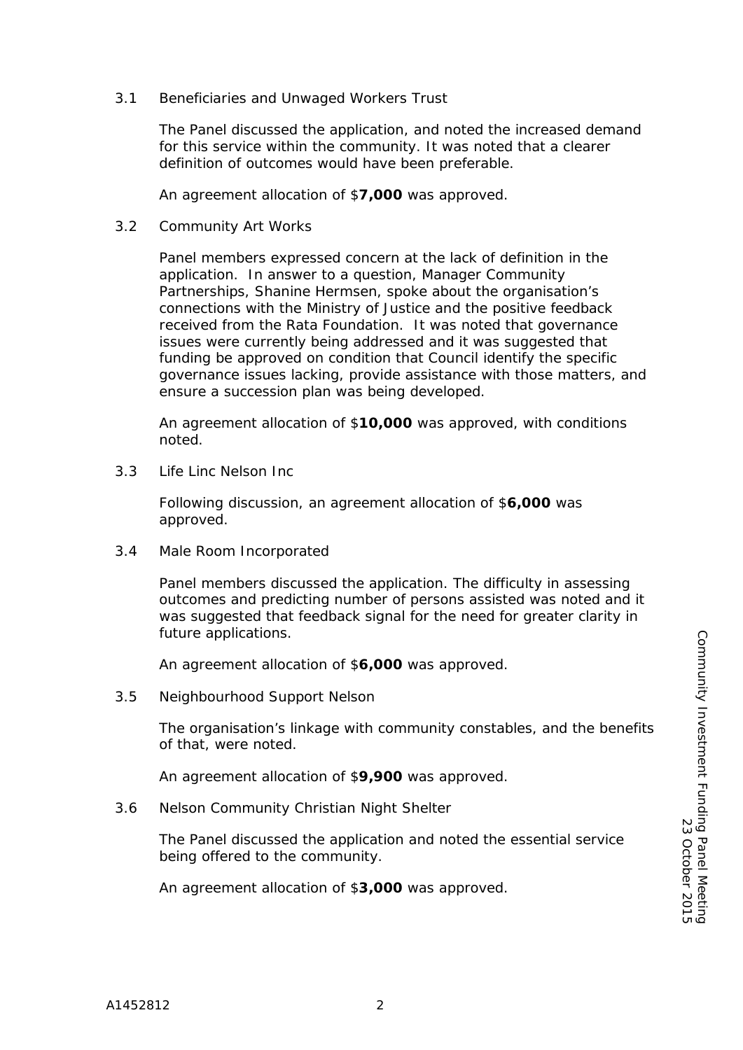3.1 Beneficiaries and Unwaged Workers Trust

The Panel discussed the application, and noted the increased demand for this service within the community. It was noted that a clearer definition of outcomes would have been preferable.

An agreement allocation of $**7,000** was approved.

3.2 Community Art Works

Panel members expressed concern at the lack of definition in the application. In answer to a question, Manager Community Partnerships, Shanine Hermsen, spoke about the organisation's connections with the Ministry of Justice and the positive feedback received from the Rata Foundation. It was noted that governance issues were currently being addressed and it was suggested that funding be approved on condition that Council identify the specific governance issues lacking, provide assistance with those matters, and ensure a succession plan was being developed.

An agreement allocation of $**10,000** was approved, with conditions noted.

3.3 Life Linc Nelson Inc

Following discussion, an agreement allocation of $**6,000** was approved.

3.4 Male Room Incorporated

Panel members discussed the application. The difficulty in assessing outcomes and predicting number of persons assisted was noted and it was suggested that feedback signal for the need for greater clarity in future applications.

An agreement allocation of $**6,000** was approved.

3.5 Neighbourhood Support Nelson

The organisation's linkage with community constables, and the benefits of that, were noted.

An agreement allocation of $**9,900** was approved.

3.6 Nelson Community Christian Night Shelter

The Panel discussed the application and noted the essential service being offered to the community.

An agreement allocation of $**3,000** was approved.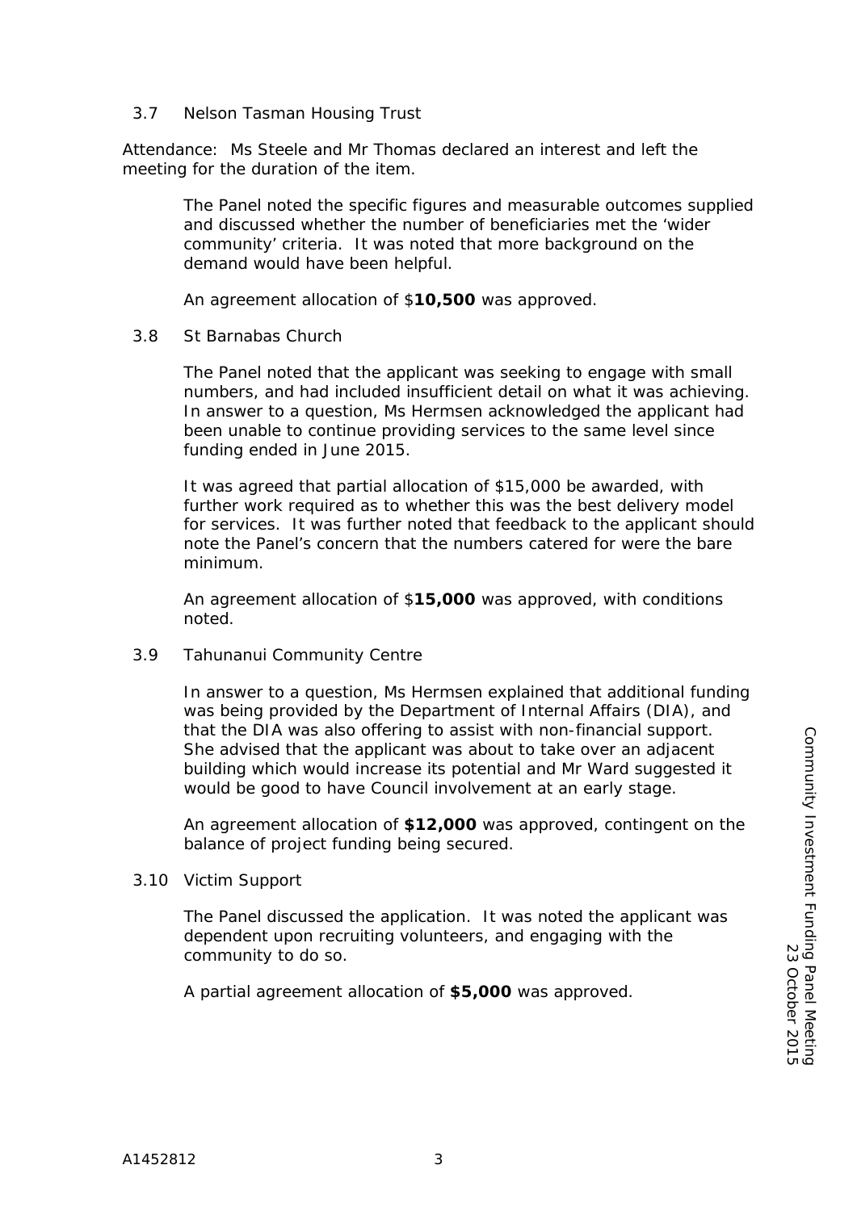### 3.7 Nelson Tasman Housing Trust

Attendance: Ms Steele and Mr Thomas declared an interest and left the meeting for the duration of the item.

The Panel noted the specific figures and measurable outcomes supplied and discussed whether the number of beneficiaries met the 'wider community' criteria. It was noted that more background on the demand would have been helpful.

An agreement allocation of $**10,500** was approved.

### 3.8 St Barnabas Church

The Panel noted that the applicant was seeking to engage with small numbers, and had included insufficient detail on what it was achieving. In answer to a question, Ms Hermsen acknowledged the applicant had been unable to continue providing services to the same level since funding ended in June 2015.

It was agreed that partial allocation of $15,000 be awarded, with further work required as to whether this was the best delivery model for services. It was further noted that feedback to the applicant should note the Panel's concern that the numbers catered for were the bare minimum.

An agreement allocation of $**15,000** was approved, with conditions noted.

### 3.9 Tahunanui Community Centre

In answer to a question, Ms Hermsen explained that additional funding was being provided by the Department of Internal Affairs (DIA), and that the DIA was also offering to assist with non-financial support. She advised that the applicant was about to take over an adjacent building which would increase its potential and Mr Ward suggested it would be good to have Council involvement at an early stage.

An agreement allocation of **$12,000** was approved, contingent on the balance of project funding being secured.

### 3.10 Victim Support

The Panel discussed the application. It was noted the applicant was dependent upon recruiting volunteers, and engaging with the community to do so.

A partial agreement allocation of **$5,000** was approved.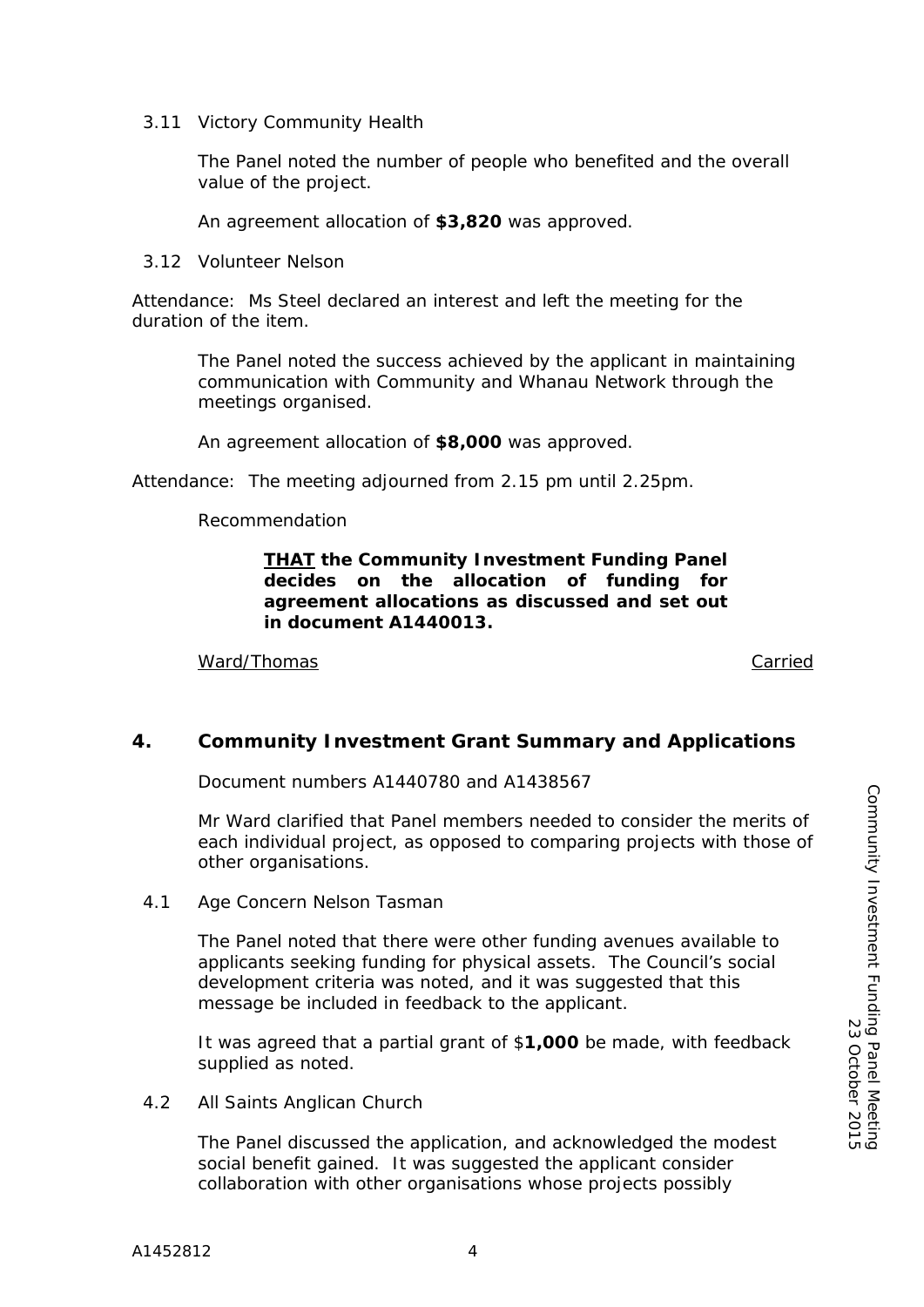3.11 Victory Community Health

The Panel noted the number of people who benefited and the overall value of the project.

An agreement allocation of **$3,820** was approved.

3.12 Volunteer Nelson

Attendance: Ms Steel declared an interest and left the meeting for the duration of the item.

The Panel noted the success achieved by the applicant in maintaining communication with Community and Whanau Network through the meetings organised.

An agreement allocation of **$8,000** was approved.

Attendance: The meeting adjourned from 2.15 pm until 2.25pm.

Recommendation

> **THAT the Community Investment Funding Panel decides on the allocation of funding for agreement allocations as discussed and set out in document A1440013.**

Ward/Thomas — Carried

## 4. Community Investment Grant Summary and Applications

Document numbers A1440780 and A1438567

Mr Ward clarified that Panel members needed to consider the merits of each individual project, as opposed to comparing projects with those of other organisations.

4.1 Age Concern Nelson Tasman

The Panel noted that there were other funding avenues available to applicants seeking funding for physical assets. The Council's social development criteria was noted, and it was suggested that this message be included in feedback to the applicant.

It was agreed that a partial grant of $**1,000** be made, with feedback supplied as noted.

4.2 All Saints Anglican Church

The Panel discussed the application, and acknowledged the modest social benefit gained. It was suggested the applicant consider collaboration with other organisations whose projects possibly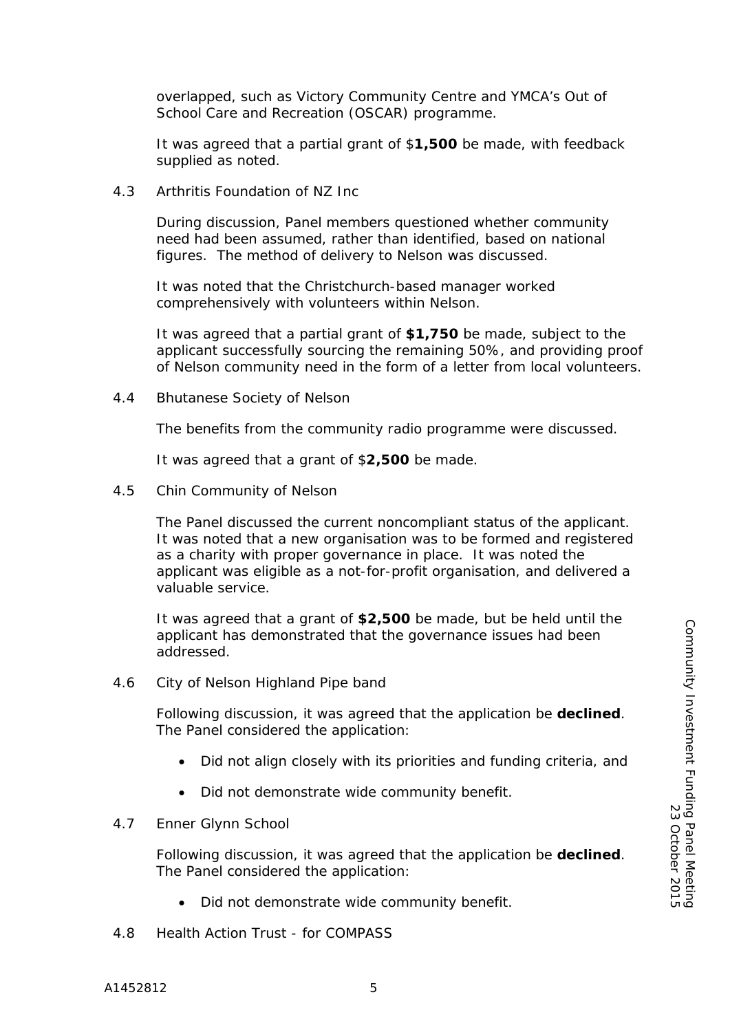overlapped, such as Victory Community Centre and YMCA's Out of School Care and Recreation (OSCAR) programme.

It was agreed that a partial grant of $**1,500** be made, with feedback supplied as noted.

4.3 Arthritis Foundation of NZ Inc

During discussion, Panel members questioned whether community need had been assumed, rather than identified, based on national figures. The method of delivery to Nelson was discussed.

It was noted that the Christchurch-based manager worked comprehensively with volunteers within Nelson.

It was agreed that a partial grant of **$1,750** be made, subject to the applicant successfully sourcing the remaining 50%, and providing proof of Nelson community need in the form of a letter from local volunteers.

4.4 Bhutanese Society of Nelson

The benefits from the community radio programme were discussed.

It was agreed that a grant of $**2,500** be made.

4.5 Chin Community of Nelson

The Panel discussed the current noncompliant status of the applicant. It was noted that a new organisation was to be formed and registered as a charity with proper governance in place. It was noted the applicant was eligible as a not-for-profit organisation, and delivered a valuable service.

It was agreed that a grant of **$2,500** be made, but be held until the applicant has demonstrated that the governance issues had been addressed.

4.6 City of Nelson Highland Pipe band

Following discussion, it was agreed that the application be **declined**. The Panel considered the application:

- Did not align closely with its priorities and funding criteria, and
- Did not demonstrate wide community benefit.

4.7 Enner Glynn School

Following discussion, it was agreed that the application be **declined**. The Panel considered the application:

- Did not demonstrate wide community benefit.

4.8 Health Action Trust - for COMPASS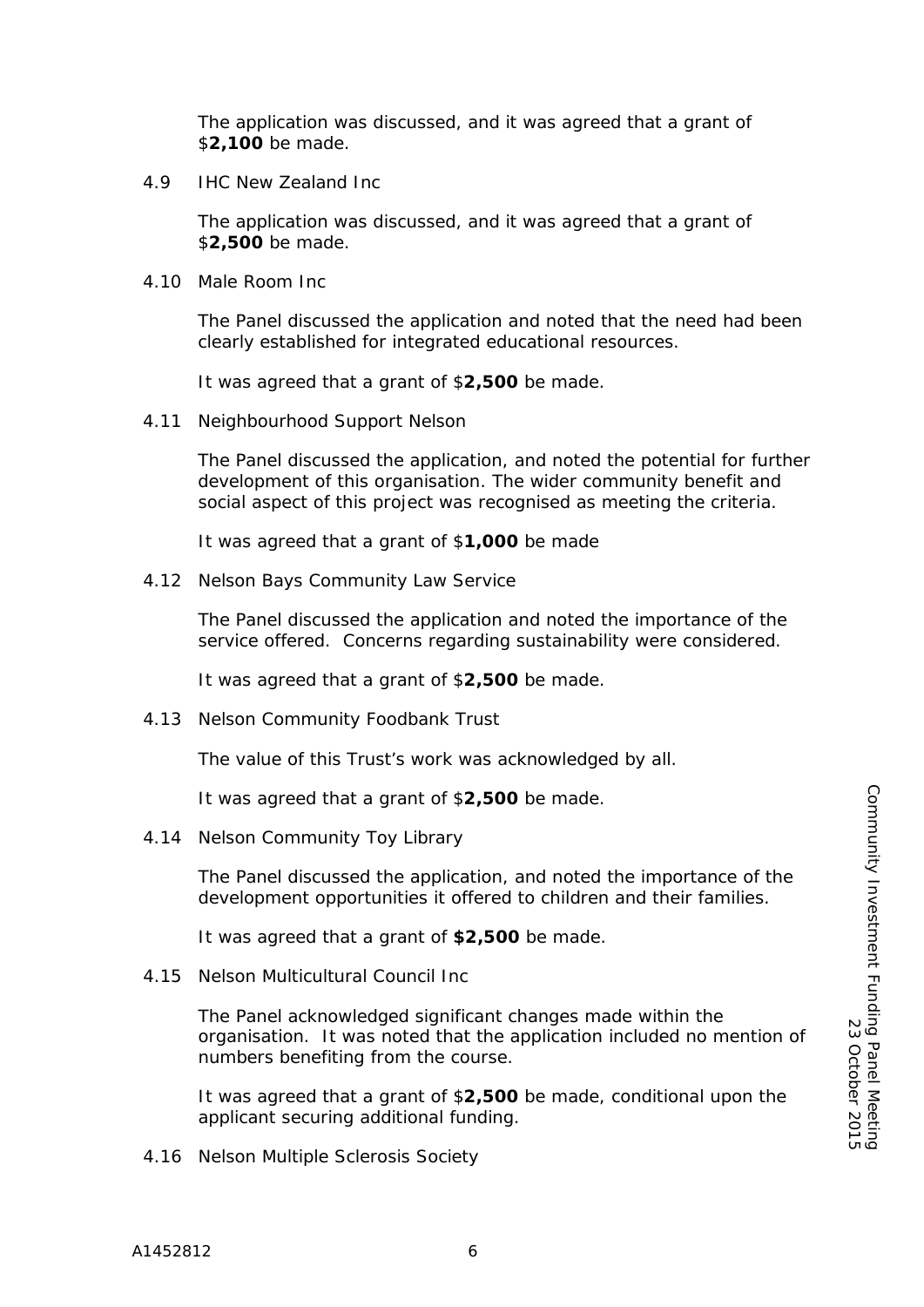The application was discussed, and it was agreed that a grant of $**2,100** be made.

4.9 IHC New Zealand Inc

The application was discussed, and it was agreed that a grant of $**2,500** be made.

4.10 Male Room Inc

The Panel discussed the application and noted that the need had been clearly established for integrated educational resources.

It was agreed that a grant of $**2,500** be made.

4.11 Neighbourhood Support Nelson

The Panel discussed the application, and noted the potential for further development of this organisation. The wider community benefit and social aspect of this project was recognised as meeting the criteria.

It was agreed that a grant of $**1,000** be made

4.12 Nelson Bays Community Law Service

The Panel discussed the application and noted the importance of the service offered. Concerns regarding sustainability were considered.

It was agreed that a grant of $**2,500** be made.

4.13 Nelson Community Foodbank Trust

The value of this Trust's work was acknowledged by all.

It was agreed that a grant of $**2,500** be made.

4.14 Nelson Community Toy Library

The Panel discussed the application, and noted the importance of the development opportunities it offered to children and their families.

It was agreed that a grant of **$2,500** be made.

4.15 Nelson Multicultural Council Inc

The Panel acknowledged significant changes made within the organisation. It was noted that the application included no mention of numbers benefiting from the course.

It was agreed that a grant of $**2,500** be made, conditional upon the applicant securing additional funding.

4.16 Nelson Multiple Sclerosis Society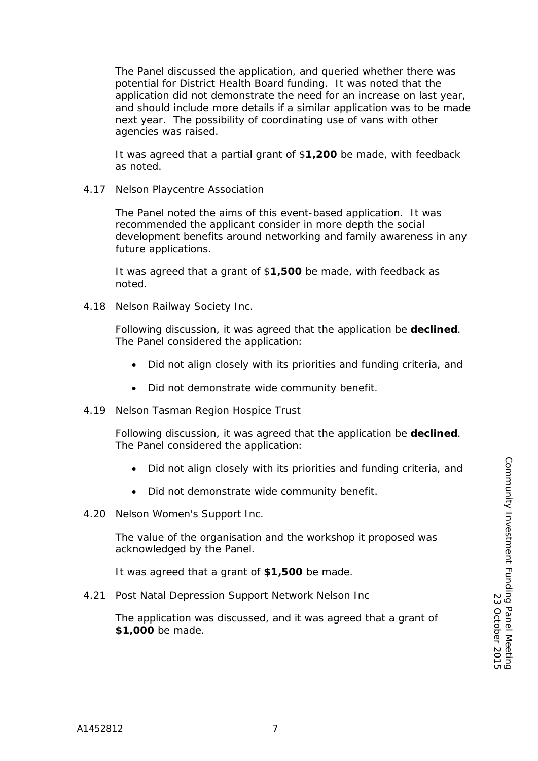The Panel discussed the application, and queried whether there was potential for District Health Board funding. It was noted that the application did not demonstrate the need for an increase on last year, and should include more details if a similar application was to be made next year. The possibility of coordinating use of vans with other agencies was raised.

It was agreed that a partial grant of $**1,200** be made, with feedback as noted.

4.17 Nelson Playcentre Association

The Panel noted the aims of this event-based application. It was recommended the applicant consider in more depth the social development benefits around networking and family awareness in any future applications.

It was agreed that a grant of $**1,500** be made, with feedback as noted.

4.18 Nelson Railway Society Inc.

Following discussion, it was agreed that the application be **declined**. The Panel considered the application:

- Did not align closely with its priorities and funding criteria, and
- Did not demonstrate wide community benefit.

4.19 Nelson Tasman Region Hospice Trust

Following discussion, it was agreed that the application be **declined**. The Panel considered the application:

- Did not align closely with its priorities and funding criteria, and
- Did not demonstrate wide community benefit.

4.20 Nelson Women's Support Inc.

The value of the organisation and the workshop it proposed was acknowledged by the Panel.

It was agreed that a grant of **$1,500** be made.

4.21 Post Natal Depression Support Network Nelson Inc

The application was discussed, and it was agreed that a grant of **$1,000** be made.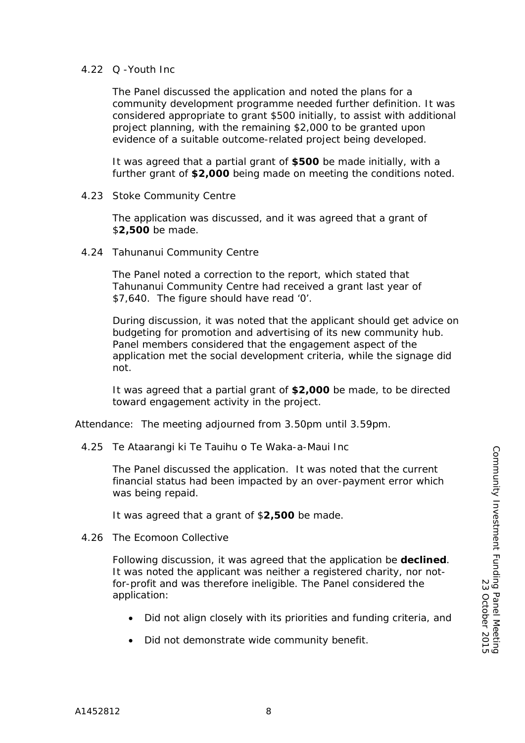4.22 Q -Youth Inc

The Panel discussed the application and noted the plans for a community development programme needed further definition. It was considered appropriate to grant $500 initially, to assist with additional project planning, with the remaining $2,000 to be granted upon evidence of a suitable outcome-related project being developed.

It was agreed that a partial grant of **$500** be made initially, with a further grant of **$2,000** being made on meeting the conditions noted.

4.23 Stoke Community Centre

The application was discussed, and it was agreed that a grant of $**2,500** be made.

4.24 Tahunanui Community Centre

The Panel noted a correction to the report, which stated that Tahunanui Community Centre had received a grant last year of $7,640. The figure should have read '0'.

During discussion, it was noted that the applicant should get advice on budgeting for promotion and advertising of its new community hub. Panel members considered that the engagement aspect of the application met the social development criteria, while the signage did not.

It was agreed that a partial grant of **$2,000** be made, to be directed toward engagement activity in the project.

Attendance: The meeting adjourned from 3.50pm until 3.59pm.

4.25 Te Ataarangi ki Te Tauihu o Te Waka-a-Maui Inc

The Panel discussed the application. It was noted that the current financial status had been impacted by an over-payment error which was being repaid.

It was agreed that a grant of $**2,500** be made.

4.26 The Ecomoon Collective

Following discussion, it was agreed that the application be **declined**. It was noted the applicant was neither a registered charity, nor not-for-profit and was therefore ineligible. The Panel considered the application:

- Did not align closely with its priorities and funding criteria, and
- Did not demonstrate wide community benefit.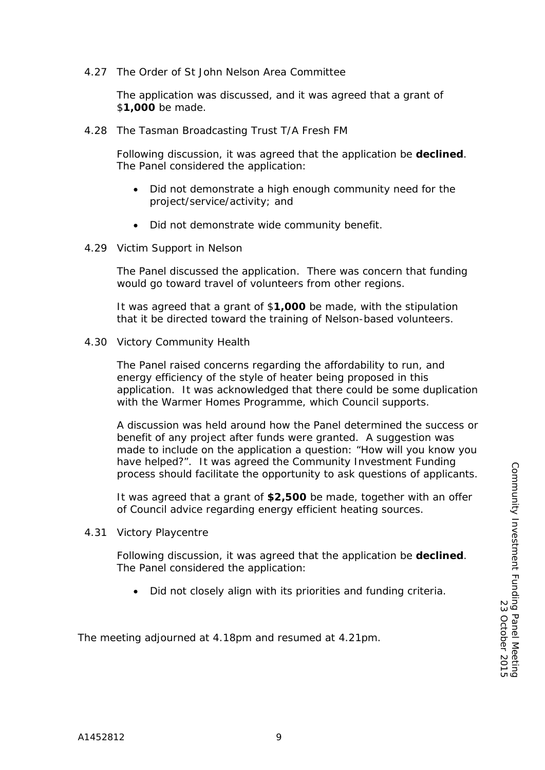4.27 The Order of St John Nelson Area Committee

The application was discussed, and it was agreed that a grant of $**1,000** be made.

4.28 The Tasman Broadcasting Trust T/A Fresh FM

Following discussion, it was agreed that the application be **declined**. The Panel considered the application:

- Did not demonstrate a high enough community need for the project/service/activity; and
- Did not demonstrate wide community benefit.

4.29 Victim Support in Nelson

The Panel discussed the application. There was concern that funding would go toward travel of volunteers from other regions.

It was agreed that a grant of $**1,000** be made, with the stipulation that it be directed toward the training of Nelson-based volunteers.

4.30 Victory Community Health

The Panel raised concerns regarding the affordability to run, and energy efficiency of the style of heater being proposed in this application. It was acknowledged that there could be some duplication with the Warmer Homes Programme, which Council supports.

A discussion was held around how the Panel determined the success or benefit of any project after funds were granted. A suggestion was made to include on the application a question: "How will you know you have helped?". It was agreed the Community Investment Funding process should facilitate the opportunity to ask questions of applicants.

It was agreed that a grant of **$2,500** be made, together with an offer of Council advice regarding energy efficient heating sources.

4.31 Victory Playcentre

Following discussion, it was agreed that the application be **declined**. The Panel considered the application:

- Did not closely align with its priorities and funding criteria.

The meeting adjourned at 4.18pm and resumed at 4.21pm.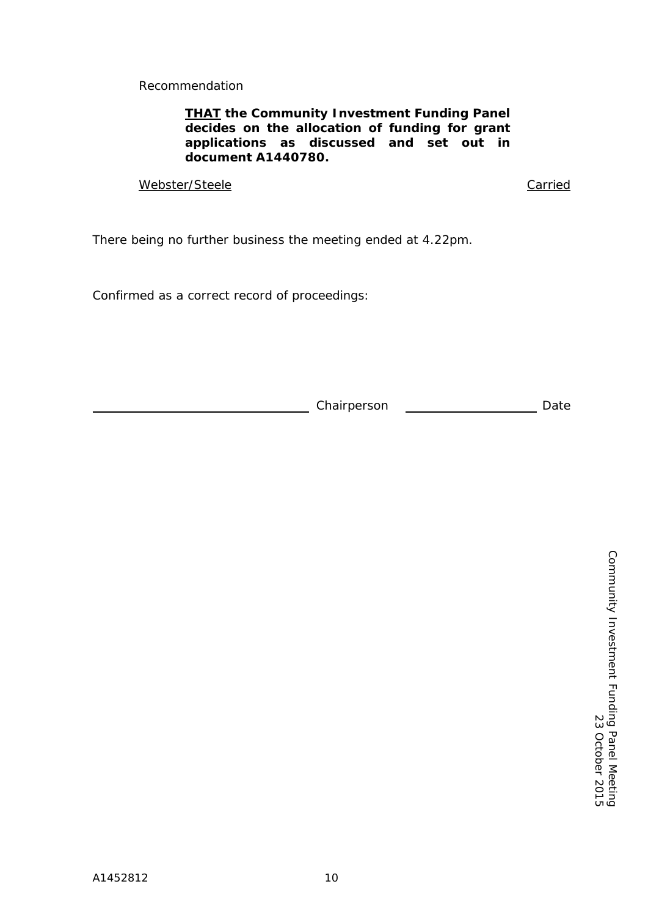Recommendation

> **<u>THAT</u> the Community Investment Funding Panel decides on the allocation of funding for grant applications as discussed and set out in document A1440780.**

<u>Webster/Steele</u> <u>Carried</u>

There being no further business the meeting ended at 4.22pm.

Confirmed as a correct record of proceedings:

\_\_\_\_\_\_\_\_\_\_\_\_\_\_\_\_\_\_\_\_\_\_\_\_\_\_\_\_\_\_ Chairperson \_\_\_\_\_\_\_\_\_\_\_\_\_\_\_\_\_\_ Date